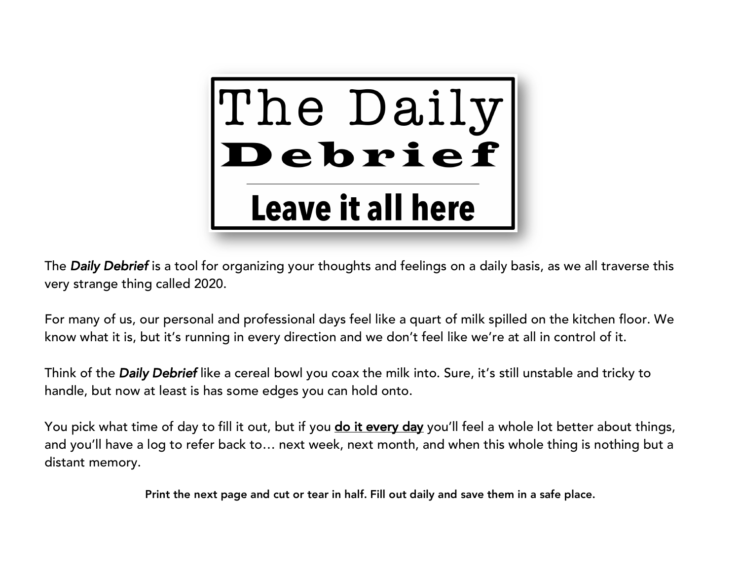# The Daily Debrief

## Leave it all here

The ***Daily Debrief*** is a tool for organizing your thoughts and feelings on a daily basis, as we all traverse this very strange thing called 2020.

For many of us, our personal and professional days feel like a quart of milk spilled on the kitchen floor. We know what it is, but it's running in every direction and we don't feel like we're at all in control of it.

Think of the ***Daily Debrief*** like a cereal bowl you coax the milk into. Sure, it's still unstable and tricky to handle, but now at least is has some edges you can hold onto.

You pick what time of day to fill it out, but if you **do it every day** you'll feel a whole lot better about things, and you'll have a log to refer back to… next week, next month, and when this whole thing is nothing but a distant memory.

**Print the next page and cut or tear in half. Fill out daily and save them in a safe place.**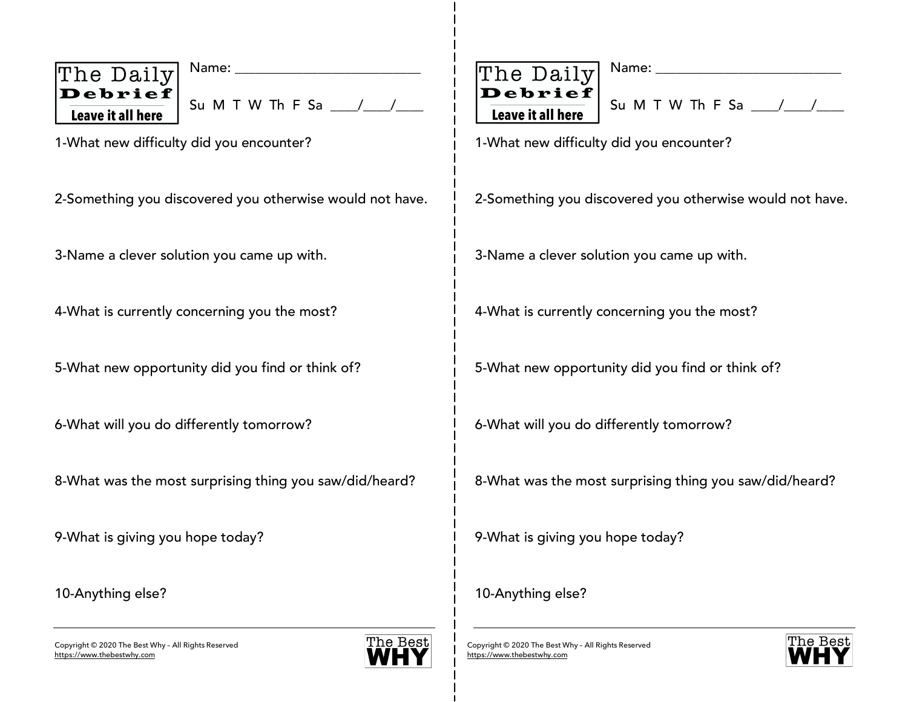The Daily **Debrief**
**Leave it all here**

Name: ___________________________

Su M T W Th F Sa ____/____/____

1-What new difficulty did you encounter?

2-Something you discovered you otherwise would not have.

3-Name a clever solution you came up with.

4-What is currently concerning you the most?

5-What new opportunity did you find or think of?

6-What will you do differently tomorrow?

8-What was the most surprising thing you saw/did/heard?

9-What is giving you hope today?

10-Anything else?

---

Copyright © 2020 The Best Why – All Rights Reserved
https://www.thebestwhy.com

The Best **WHY**

The Daily **Debrief**
**Leave it all here**

Name: ___________________________

Su M T W Th F Sa ____/____/____

1-What new difficulty did you encounter?

2-Something you discovered you otherwise would not have.

3-Name a clever solution you came up with.

4-What is currently concerning you the most?

5-What new opportunity did you find or think of?

6-What will you do differently tomorrow?

8-What was the most surprising thing you saw/did/heard?

9-What is giving you hope today?

10-Anything else?

---

Copyright © 2020 The Best Why – All Rights Reserved
https://www.thebestwhy.com

The Best **WHY**